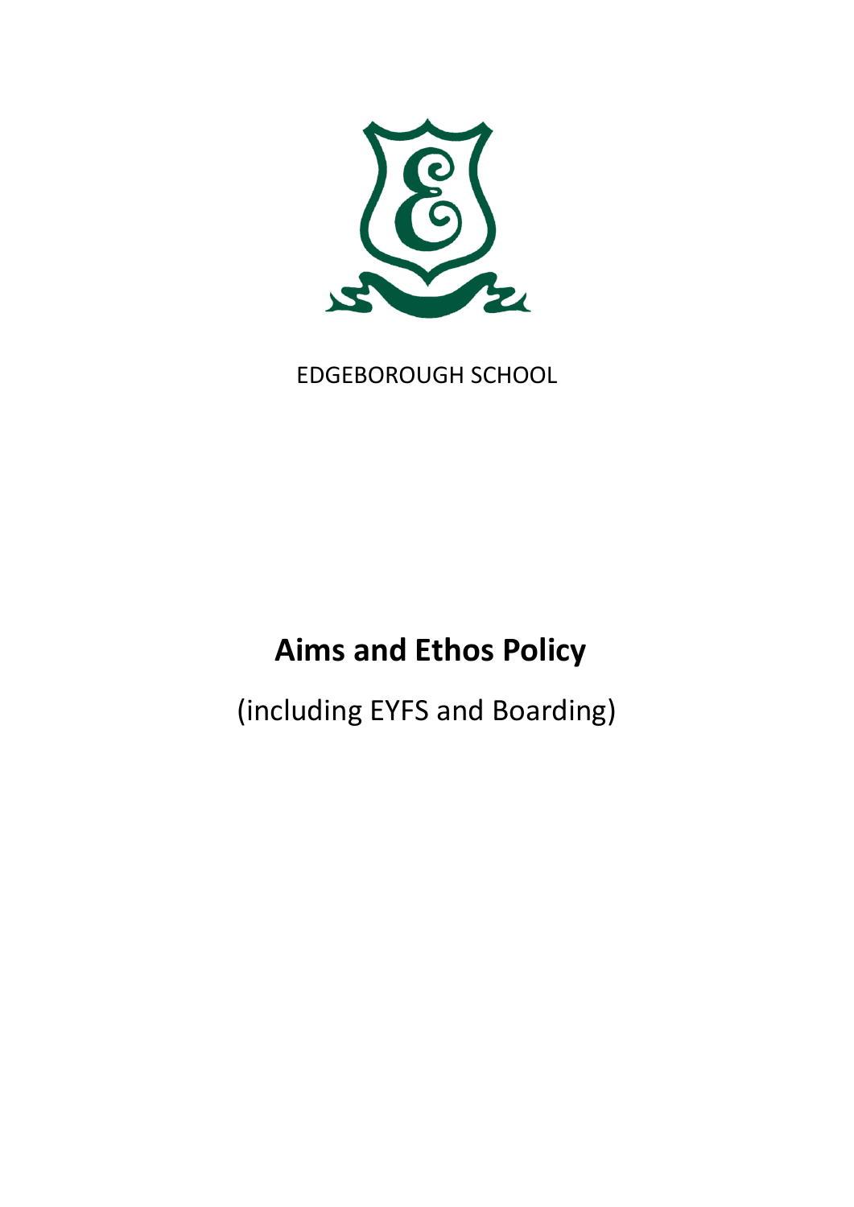EDGEBOROUGH SCHOOL

# Aims and Ethos Policy

(including EYFS and Boarding)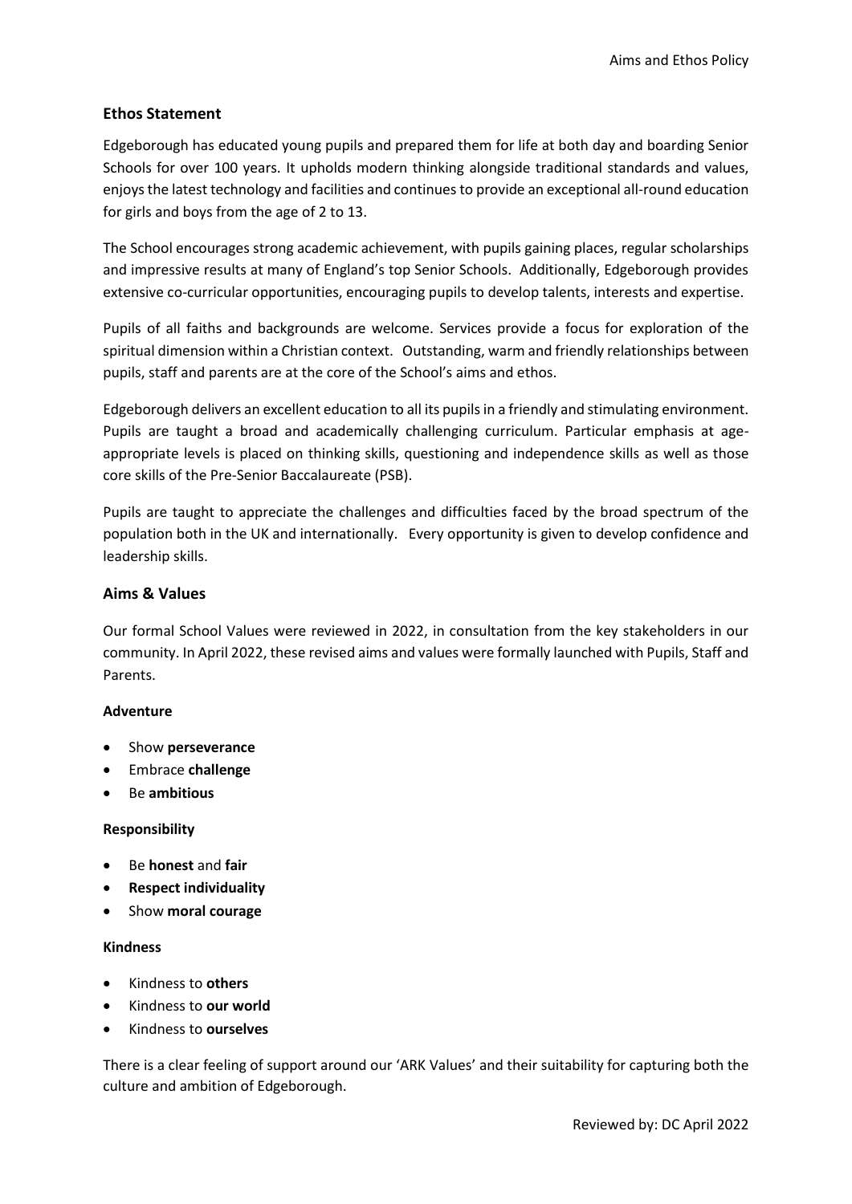## Ethos Statement

Edgeborough has educated young pupils and prepared them for life at both day and boarding Senior Schools for over 100 years. It upholds modern thinking alongside traditional standards and values, enjoys the latest technology and facilities and continues to provide an exceptional all-round education for girls and boys from the age of 2 to 13.

The School encourages strong academic achievement, with pupils gaining places, regular scholarships and impressive results at many of England's top Senior Schools. Additionally, Edgeborough provides extensive co-curricular opportunities, encouraging pupils to develop talents, interests and expertise.

Pupils of all faiths and backgrounds are welcome. Services provide a focus for exploration of the spiritual dimension within a Christian context. Outstanding, warm and friendly relationships between pupils, staff and parents are at the core of the School's aims and ethos.

Edgeborough delivers an excellent education to all its pupils in a friendly and stimulating environment. Pupils are taught a broad and academically challenging curriculum. Particular emphasis at age-appropriate levels is placed on thinking skills, questioning and independence skills as well as those core skills of the Pre-Senior Baccalaureate (PSB).

Pupils are taught to appreciate the challenges and difficulties faced by the broad spectrum of the population both in the UK and internationally. Every opportunity is given to develop confidence and leadership skills.

## Aims & Values

Our formal School Values were reviewed in 2022, in consultation from the key stakeholders in our community. In April 2022, these revised aims and values were formally launched with Pupils, Staff and Parents.

**Adventure**

- Show **perseverance**
- Embrace **challenge**
- Be **ambitious**

**Responsibility**

- Be **honest** and **fair**
- **Respect individuality**
- Show **moral courage**

**Kindness**

- Kindness to **others**
- Kindness to **our world**
- Kindness to **ourselves**

There is a clear feeling of support around our 'ARK Values' and their suitability for capturing both the culture and ambition of Edgeborough.

Reviewed by: DC April 2022